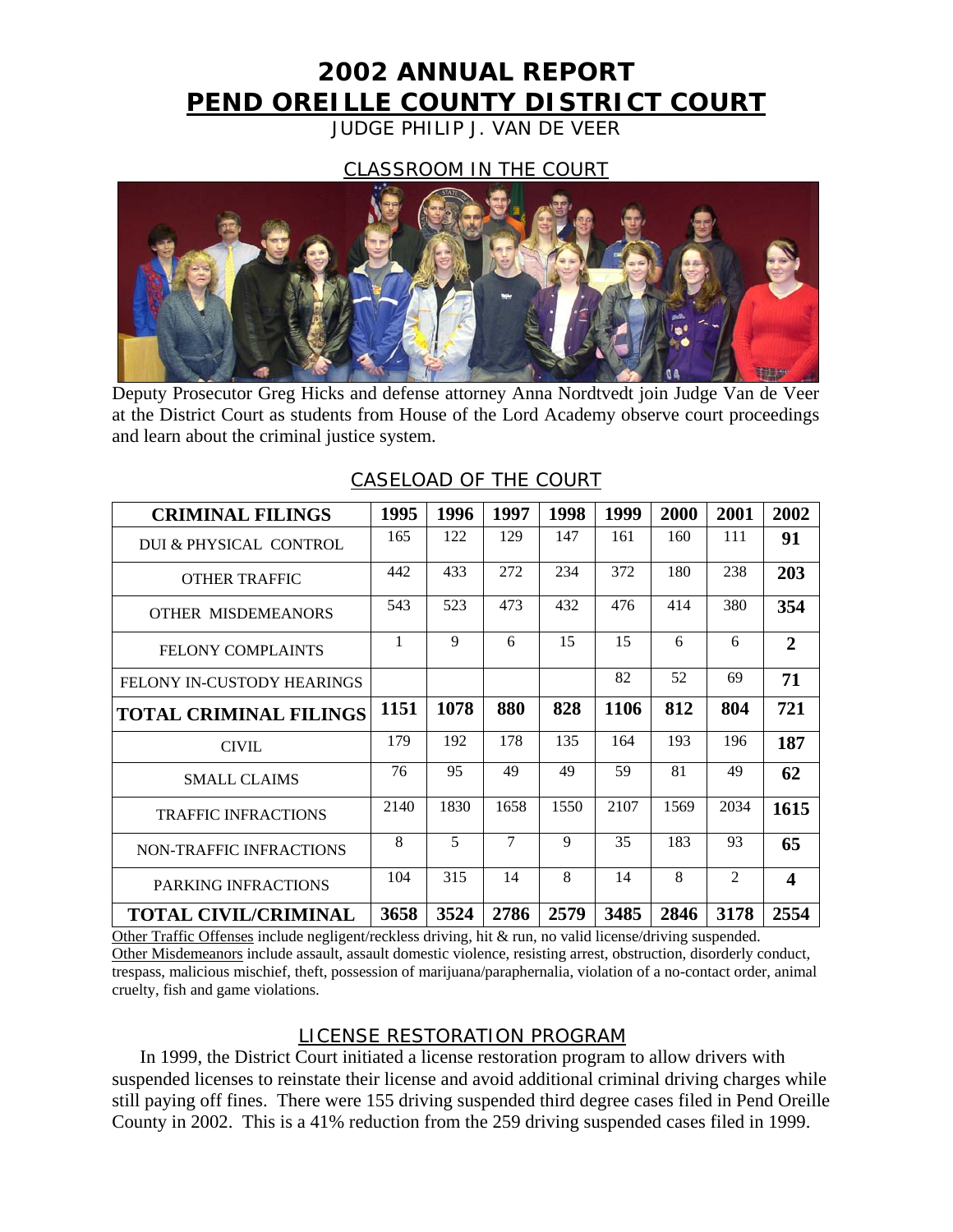# 2002 ANNUAL REPORT

# PEND OREILLE COUNTY DISTRICT COURT

JUDGE PHILIP J. VAN DE VEER

## CLASSROOM IN THE COURT

Deputy Prosecutor Greg Hicks and defense attorney Anna Nordtvedt join Judge Van de Veer at the District Court as students from House of the Lord Academy observe court proceedings and learn about the criminal justice system.

## CASELOAD OF THE COURT

| CRIMINAL FILINGS | 1995 | 1996 | 1997 | 1998 | 1999 | 2000 | 2001 | 2002 |
|---|---|---|---|---|---|---|---|---|
| DUI & PHYSICAL CONTROL | 165 | 122 | 129 | 147 | 161 | 160 | 111 | **91** |
| OTHER TRAFFIC | 442 | 433 | 272 | 234 | 372 | 180 | 238 | **203** |
| OTHER MISDEMEANORS | 543 | 523 | 473 | 432 | 476 | 414 | 380 | **354** |
| FELONY COMPLAINTS | 1 | 9 | 6 | 15 | 15 | 6 | 6 | **2** |
| FELONY IN-CUSTODY HEARINGS | | | | | 82 | 52 | 69 | **71** |
| **TOTAL CRIMINAL FILINGS** | **1151** | **1078** | **880** | **828** | **1106** | **812** | **804** | **721** |
| CIVIL | 179 | 192 | 178 | 135 | 164 | 193 | 196 | **187** |
| SMALL CLAIMS | 76 | 95 | 49 | 49 | 59 | 81 | 49 | **62** |
| TRAFFIC INFRACTIONS | 2140 | 1830 | 1658 | 1550 | 2107 | 1569 | 2034 | **1615** |
| NON-TRAFFIC INFRACTIONS | 8 | 5 | 7 | 9 | 35 | 183 | 93 | **65** |
| PARKING INFRACTIONS | 104 | 315 | 14 | 8 | 14 | 8 | 2 | **4** |
| **TOTAL CIVIL/CRIMINAL** | **3658** | **3524** | **2786** | **2579** | **3485** | **2846** | **3178** | **2554** |

Other Traffic Offenses include negligent/reckless driving, hit & run, no valid license/driving suspended.
Other Misdemeanors include assault, assault domestic violence, resisting arrest, obstruction, disorderly conduct, trespass, malicious mischief, theft, possession of marijuana/paraphernalia, violation of a no-contact order, animal cruelty, fish and game violations.

## LICENSE RESTORATION PROGRAM

In 1999, the District Court initiated a license restoration program to allow drivers with suspended licenses to reinstate their license and avoid additional criminal driving charges while still paying off fines. There were 155 driving suspended third degree cases filed in Pend Oreille County in 2002. This is a 41% reduction from the 259 driving suspended cases filed in 1999.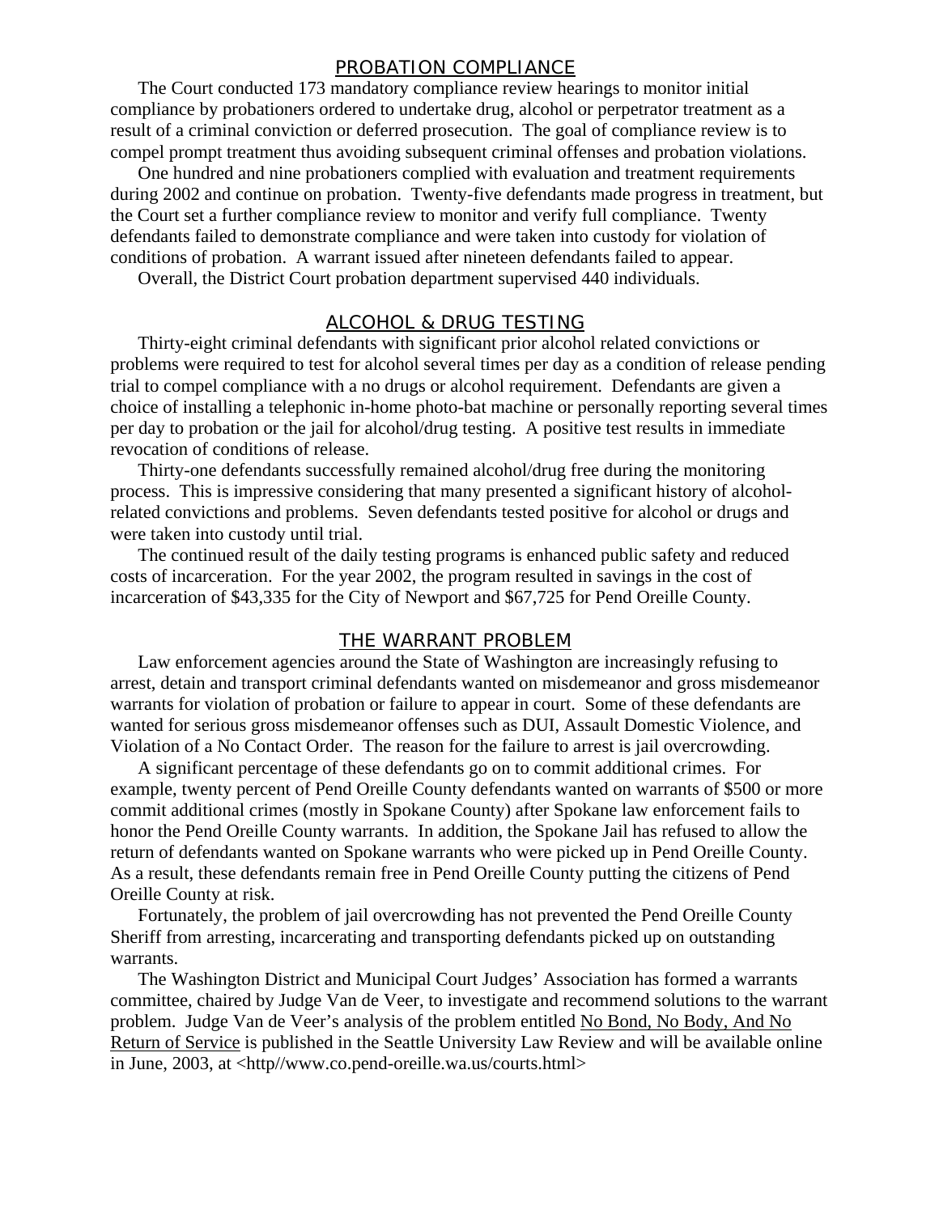## PROBATION COMPLIANCE

The Court conducted 173 mandatory compliance review hearings to monitor initial compliance by probationers ordered to undertake drug, alcohol or perpetrator treatment as a result of a criminal conviction or deferred prosecution. The goal of compliance review is to compel prompt treatment thus avoiding subsequent criminal offenses and probation violations.

One hundred and nine probationers complied with evaluation and treatment requirements during 2002 and continue on probation. Twenty-five defendants made progress in treatment, but the Court set a further compliance review to monitor and verify full compliance. Twenty defendants failed to demonstrate compliance and were taken into custody for violation of conditions of probation. A warrant issued after nineteen defendants failed to appear.

Overall, the District Court probation department supervised 440 individuals.

## ALCOHOL & DRUG TESTING

Thirty-eight criminal defendants with significant prior alcohol related convictions or problems were required to test for alcohol several times per day as a condition of release pending trial to compel compliance with a no drugs or alcohol requirement. Defendants are given a choice of installing a telephonic in-home photo-bat machine or personally reporting several times per day to probation or the jail for alcohol/drug testing. A positive test results in immediate revocation of conditions of release.

Thirty-one defendants successfully remained alcohol/drug free during the monitoring process. This is impressive considering that many presented a significant history of alcohol-related convictions and problems. Seven defendants tested positive for alcohol or drugs and were taken into custody until trial.

The continued result of the daily testing programs is enhanced public safety and reduced costs of incarceration. For the year 2002, the program resulted in savings in the cost of incarceration of $43,335 for the City of Newport and $67,725 for Pend Oreille County.

## THE WARRANT PROBLEM

Law enforcement agencies around the State of Washington are increasingly refusing to arrest, detain and transport criminal defendants wanted on misdemeanor and gross misdemeanor warrants for violation of probation or failure to appear in court. Some of these defendants are wanted for serious gross misdemeanor offenses such as DUI, Assault Domestic Violence, and Violation of a No Contact Order. The reason for the failure to arrest is jail overcrowding.

A significant percentage of these defendants go on to commit additional crimes. For example, twenty percent of Pend Oreille County defendants wanted on warrants of $500 or more commit additional crimes (mostly in Spokane County) after Spokane law enforcement fails to honor the Pend Oreille County warrants. In addition, the Spokane Jail has refused to allow the return of defendants wanted on Spokane warrants who were picked up in Pend Oreille County. As a result, these defendants remain free in Pend Oreille County putting the citizens of Pend Oreille County at risk.

Fortunately, the problem of jail overcrowding has not prevented the Pend Oreille County Sheriff from arresting, incarcerating and transporting defendants picked up on outstanding warrants.

The Washington District and Municipal Court Judges' Association has formed a warrants committee, chaired by Judge Van de Veer, to investigate and recommend solutions to the warrant problem. Judge Van de Veer's analysis of the problem entitled No Bond, No Body, And No Return of Service is published in the Seattle University Law Review and will be available online in June, 2003, at <http//www.co.pend-oreille.wa.us/courts.html>